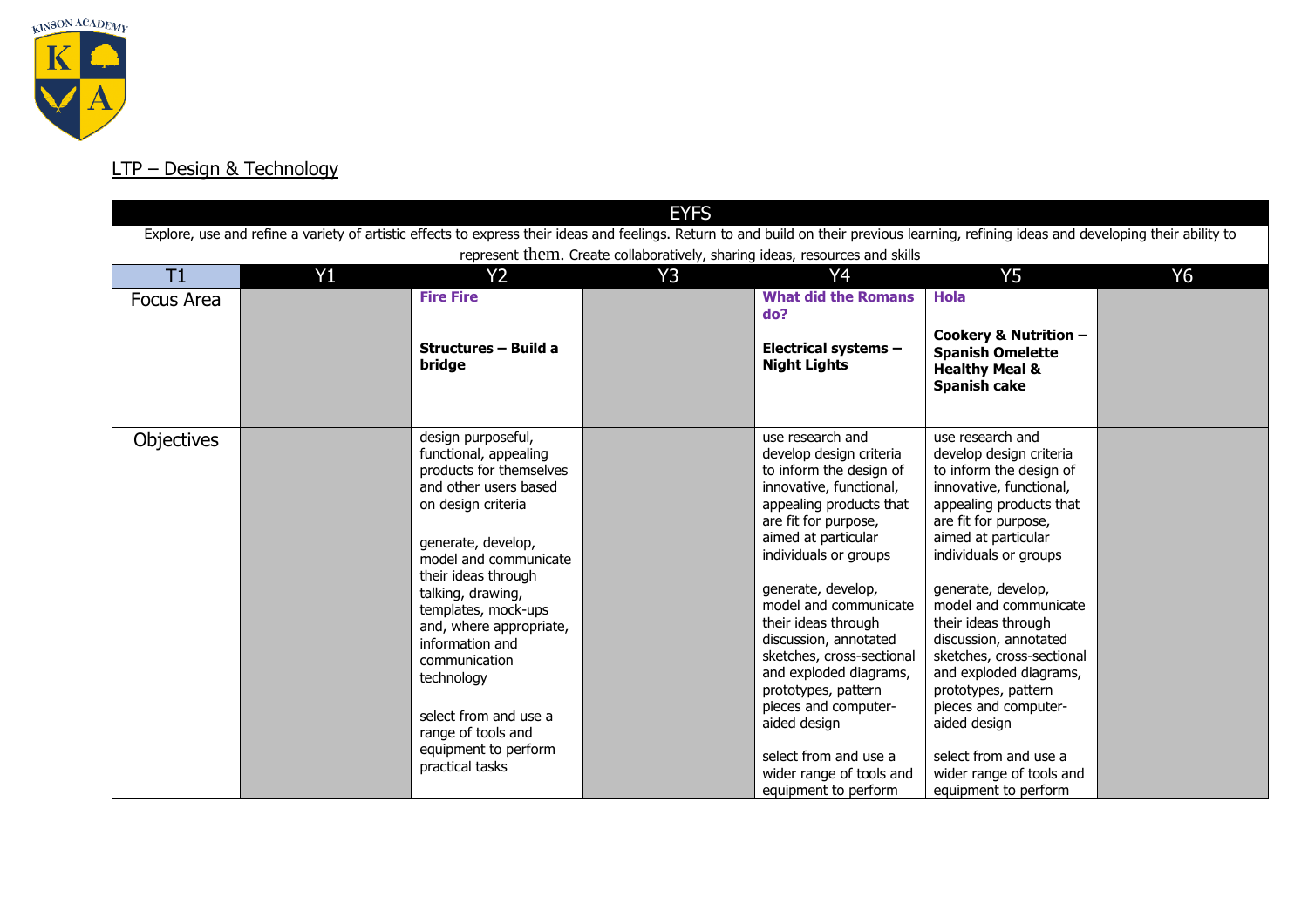## LTP – Design & Technology

| EYFS | | | | | | |
|---|---|---|---|---|---|---|
| Explore, use and refine a variety of artistic effects to express their ideas and feelings. Return to and build on their previous learning, refining ideas and developing their ability to represent them. Create collaboratively, sharing ideas, resources and skills | | | | | | |
| **T1** | **Y1** | **Y2** | **Y3** | **Y4** | **Y5** | **Y6** |
| Focus Area | | **Fire Fire**<br><br>**Structures – Build a bridge** | | **What did the Romans do?**<br><br>**Electrical systems – Night Lights** | **Hola**<br><br>**Cookery & Nutrition – Spanish Omelette Healthy Meal & Spanish cake** | |
| Objectives | | design purposeful, functional, appealing products for themselves and other users based on design criteria<br><br>generate, develop, model and communicate their ideas through talking, drawing, templates, mock-ups and, where appropriate, information and communication technology<br><br>select from and use a range of tools and equipment to perform practical tasks | | use research and develop design criteria to inform the design of innovative, functional, appealing products that are fit for purpose, aimed at particular individuals or groups<br><br>generate, develop, model and communicate their ideas through discussion, annotated sketches, cross-sectional and exploded diagrams, prototypes, pattern pieces and computer-aided design<br><br>select from and use a wider range of tools and equipment to perform | use research and develop design criteria to inform the design of innovative, functional, appealing products that are fit for purpose, aimed at particular individuals or groups<br><br>generate, develop, model and communicate their ideas through discussion, annotated sketches, cross-sectional and exploded diagrams, prototypes, pattern pieces and computer-aided design<br><br>select from and use a wider range of tools and equipment to perform | |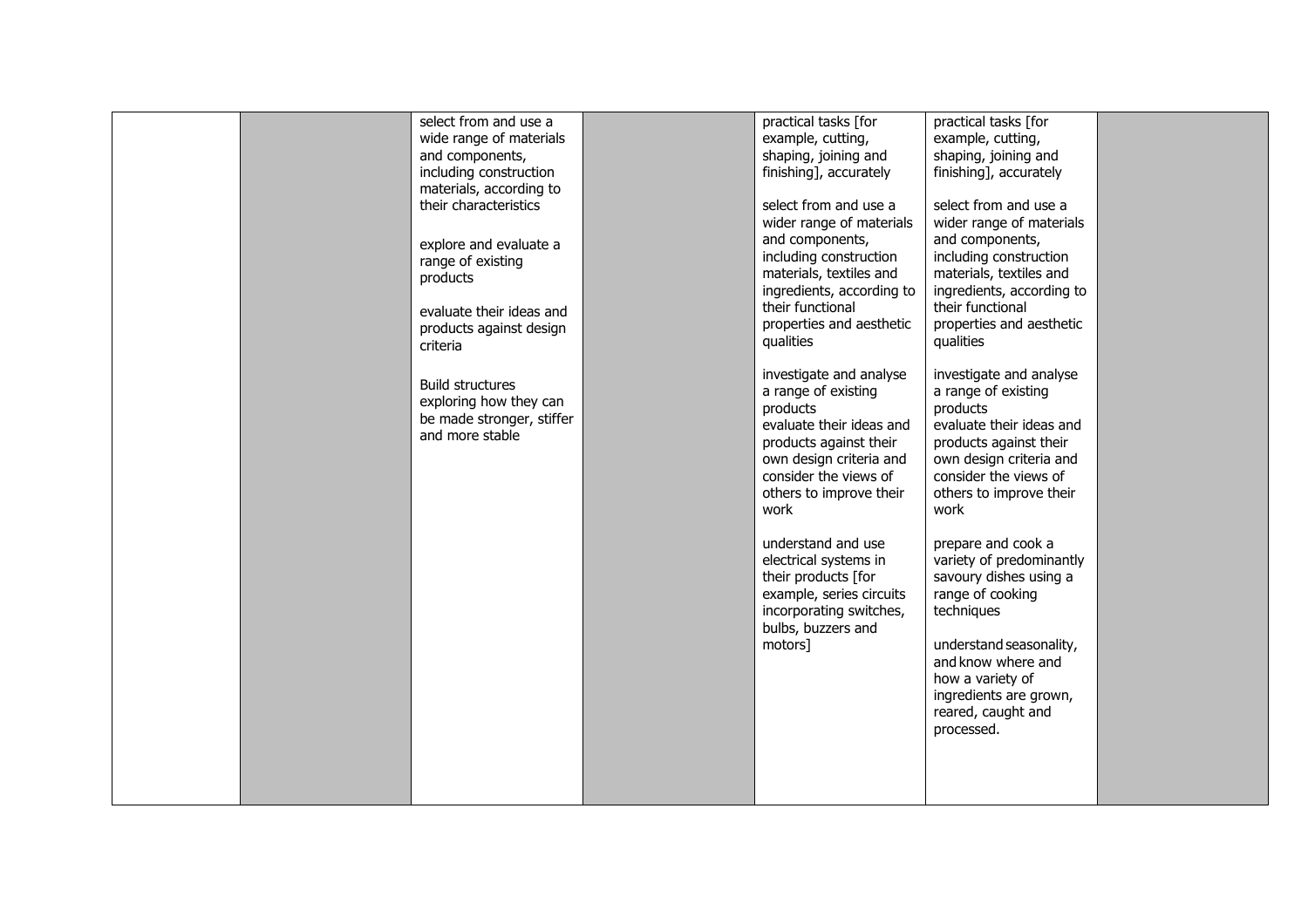| | | | | | | |
|---|---|---|---|---|---|---|
| | | select from and use a wide range of materials and components, including construction materials, according to their characteristics<br><br>explore and evaluate a range of existing products<br><br>evaluate their ideas and products against design criteria<br><br>Build structures exploring how they can be made stronger, stiffer and more stable | | practical tasks [for example, cutting, shaping, joining and finishing], accurately<br><br>select from and use a wider range of materials and components, including construction materials, textiles and ingredients, according to their functional properties and aesthetic qualities<br><br>investigate and analyse a range of existing products<br>evaluate their ideas and products against their own design criteria and consider the views of others to improve their work<br><br>understand and use electrical systems in their products [for example, series circuits incorporating switches, bulbs, buzzers and motors] | practical tasks [for example, cutting, shaping, joining and finishing], accurately<br><br>select from and use a wider range of materials and components, including construction materials, textiles and ingredients, according to their functional properties and aesthetic qualities<br><br>investigate and analyse a range of existing products<br>evaluate their ideas and products against their own design criteria and consider the views of others to improve their work<br><br>prepare and cook a variety of predominantly savoury dishes using a range of cooking techniques<br><br>understand seasonality, and know where and how a variety of ingredients are grown, reared, caught and processed. | |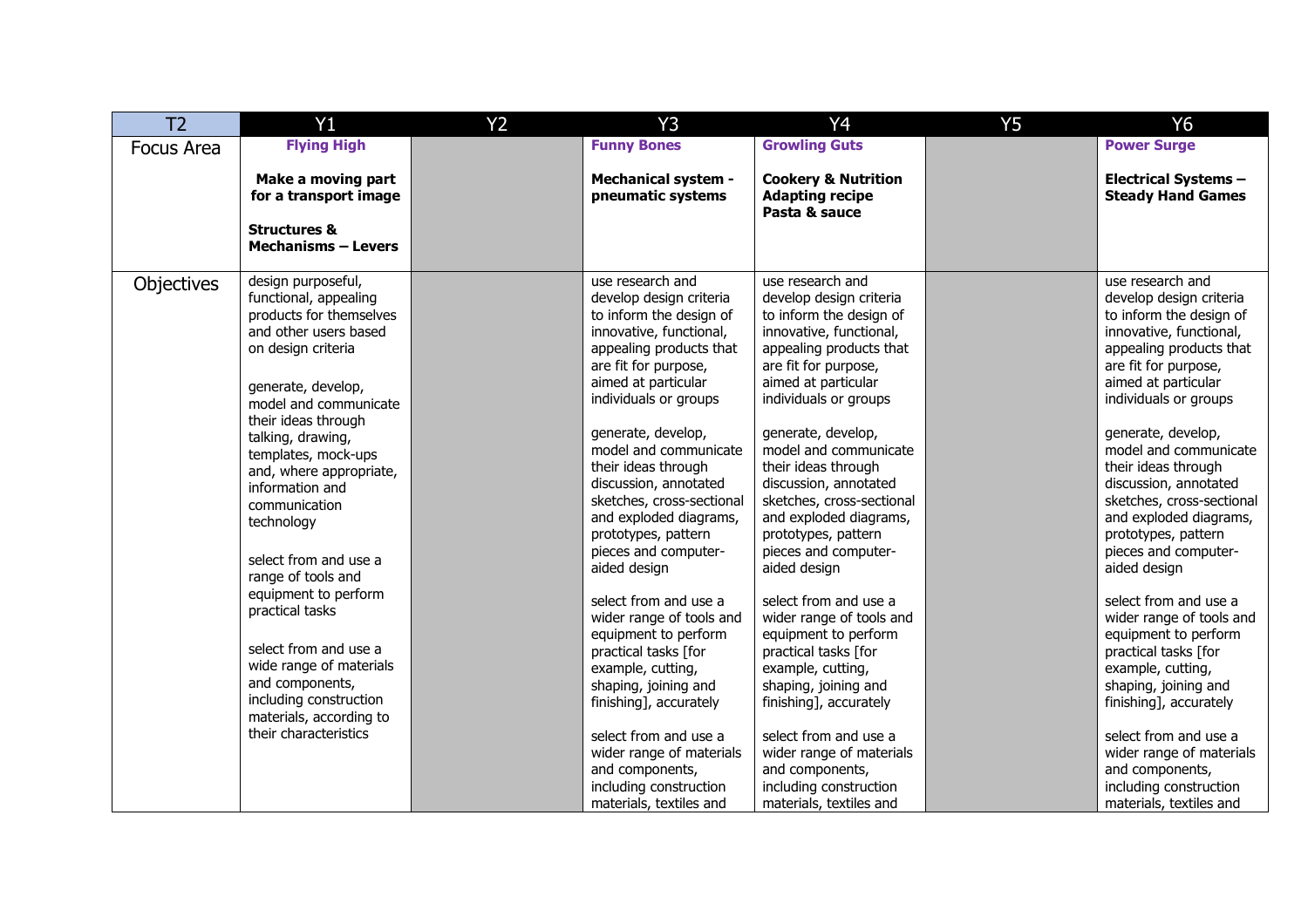| T2 | Y1 | Y2 | Y3 | Y4 | Y5 | Y6 |
|---|---|---|---|---|---|---|
| Focus Area | **Flying High**<br><br>**Make a moving part for a transport image**<br><br>**Structures & Mechanisms – Levers** | | **Funny Bones**<br><br>**Mechanical system - pneumatic systems** | **Growling Guts**<br><br>**Cookery & Nutrition Adapting recipe Pasta & sauce** | | **Power Surge**<br><br>**Electrical Systems – Steady Hand Games** |
| Objectives | design purposeful, functional, appealing products for themselves and other users based on design criteria<br><br>generate, develop, model and communicate their ideas through talking, drawing, templates, mock-ups and, where appropriate, information and communication technology<br><br>select from and use a range of tools and equipment to perform practical tasks<br><br>select from and use a wide range of materials and components, including construction materials, according to their characteristics | | use research and develop design criteria to inform the design of innovative, functional, appealing products that are fit for purpose, aimed at particular individuals or groups<br><br>generate, develop, model and communicate their ideas through discussion, annotated sketches, cross-sectional and exploded diagrams, prototypes, pattern pieces and computer-aided design<br><br>select from and use a wider range of tools and equipment to perform practical tasks [for example, cutting, shaping, joining and finishing], accurately<br><br>select from and use a wider range of materials and components, including construction materials, textiles and | use research and develop design criteria to inform the design of innovative, functional, appealing products that are fit for purpose, aimed at particular individuals or groups<br><br>generate, develop, model and communicate their ideas through discussion, annotated sketches, cross-sectional and exploded diagrams, prototypes, pattern pieces and computer-aided design<br><br>select from and use a wider range of tools and equipment to perform practical tasks [for example, cutting, shaping, joining and finishing], accurately<br><br>select from and use a wider range of materials and components, including construction materials, textiles and | | use research and develop design criteria to inform the design of innovative, functional, appealing products that are fit for purpose, aimed at particular individuals or groups<br><br>generate, develop, model and communicate their ideas through discussion, annotated sketches, cross-sectional and exploded diagrams, prototypes, pattern pieces and computer-aided design<br><br>select from and use a wider range of tools and equipment to perform practical tasks [for example, cutting, shaping, joining and finishing], accurately<br><br>select from and use a wider range of materials and components, including construction materials, textiles and |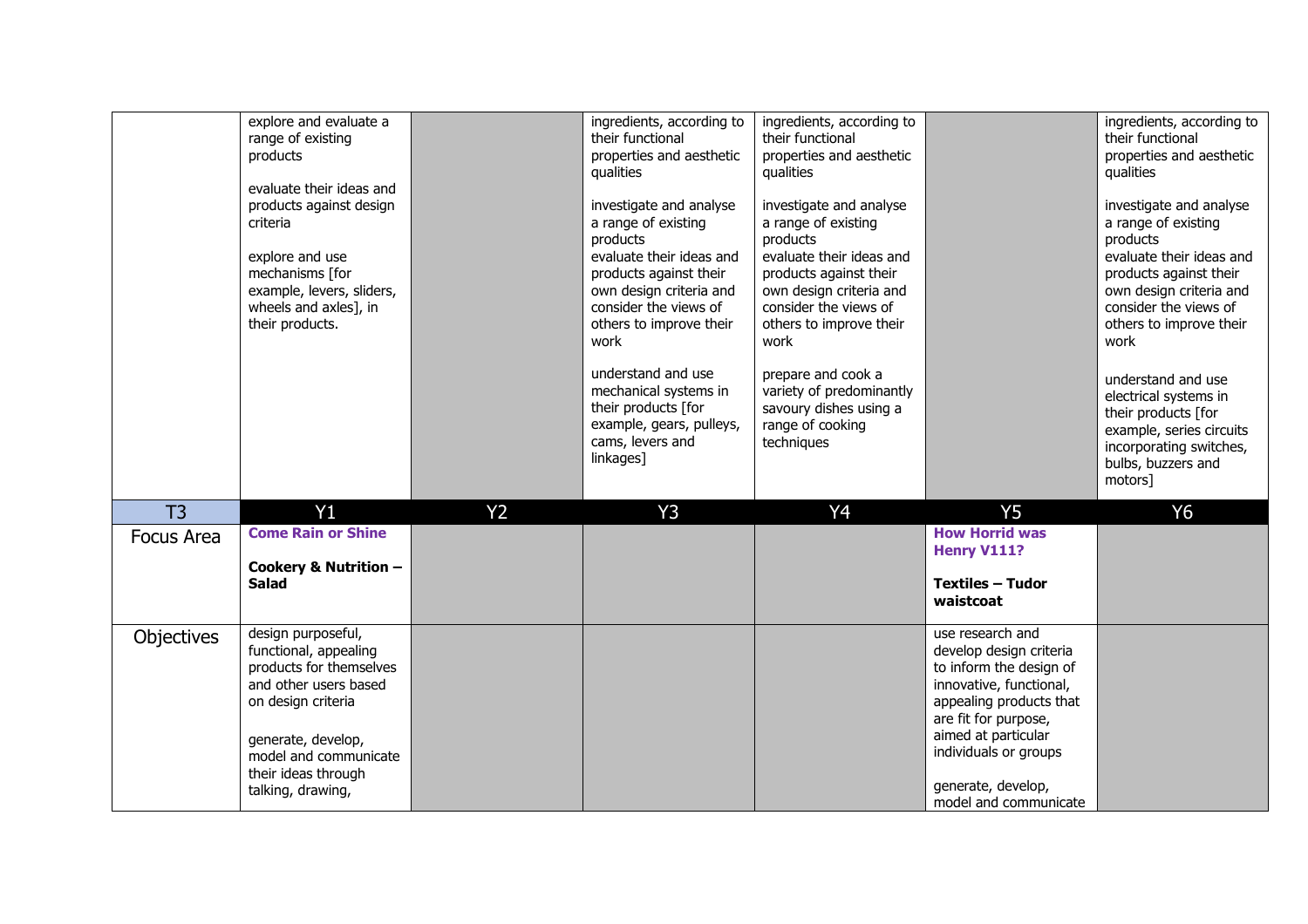| | | | | | | |
|---|---|---|---|---|---|---|
| | explore and evaluate a range of existing products<br><br>evaluate their ideas and products against design criteria<br><br>explore and use mechanisms [for example, levers, sliders, wheels and axles], in their products. | | ingredients, according to their functional properties and aesthetic qualities<br><br>investigate and analyse a range of existing products<br>evaluate their ideas and products against their own design criteria and consider the views of others to improve their work<br><br>understand and use mechanical systems in their products [for example, gears, pulleys, cams, levers and linkages] | ingredients, according to their functional properties and aesthetic qualities<br><br>investigate and analyse a range of existing products<br>evaluate their ideas and products against their own design criteria and consider the views of others to improve their work<br><br>prepare and cook a variety of predominantly savoury dishes using a range of cooking techniques | | ingredients, according to their functional properties and aesthetic qualities<br><br>investigate and analyse a range of existing products<br>evaluate their ideas and products against their own design criteria and consider the views of others to improve their work<br><br>understand and use electrical systems in their products [for example, series circuits incorporating switches, bulbs, buzzers and motors] |
| T3 | Y1 | Y2 | Y3 | Y4 | Y5 | Y6 |
| Focus Area | **Come Rain or Shine**<br><br>**Cookery & Nutrition – Salad** | | | | **How Horrid was Henry V111?**<br><br>**Textiles – Tudor waistcoat** | |
| Objectives | design purposeful, functional, appealing products for themselves and other users based on design criteria<br><br>generate, develop, model and communicate their ideas through talking, drawing, | | | | use research and develop design criteria to inform the design of innovative, functional, appealing products that are fit for purpose, aimed at particular individuals or groups<br><br>generate, develop, model and communicate | |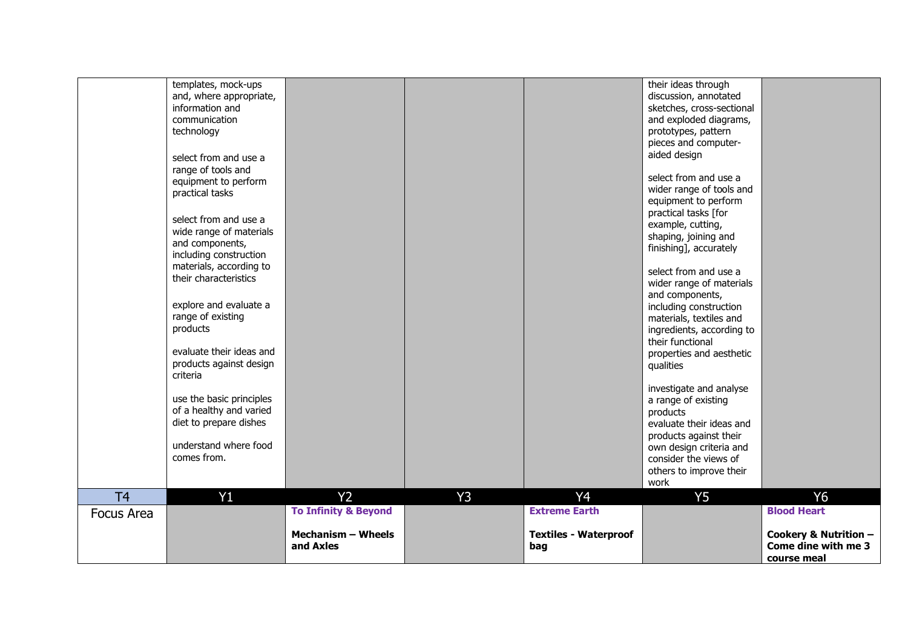| | | | | | | |
|---|---|---|---|---|---|---|
| | templates, mock-ups and, where appropriate, information and communication technology<br><br>select from and use a range of tools and equipment to perform practical tasks<br><br>select from and use a wide range of materials and components, including construction materials, according to their characteristics<br><br>explore and evaluate a range of existing products<br><br>evaluate their ideas and products against design criteria<br><br>use the basic principles of a healthy and varied diet to prepare dishes<br><br>understand where food comes from. | | | | their ideas through discussion, annotated sketches, cross-sectional and exploded diagrams, prototypes, pattern pieces and computer-aided design<br><br>select from and use a wider range of tools and equipment to perform practical tasks [for example, cutting, shaping, joining and finishing], accurately<br><br>select from and use a wider range of materials and components, including construction materials, textiles and ingredients, according to their functional properties and aesthetic qualities<br><br>investigate and analyse a range of existing products<br>evaluate their ideas and products against their own design criteria and consider the views of others to improve their work | |
| T4 | Y1 | Y2 | Y3 | Y4 | Y5 | Y6 |
| Focus Area | | **To Infinity & Beyond**<br><br>**Mechanism – Wheels and Axles** | | **Extreme Earth**<br><br>**Textiles - Waterproof bag** | | **Blood Heart**<br><br>**Cookery & Nutrition – Come dine with me 3 course meal** |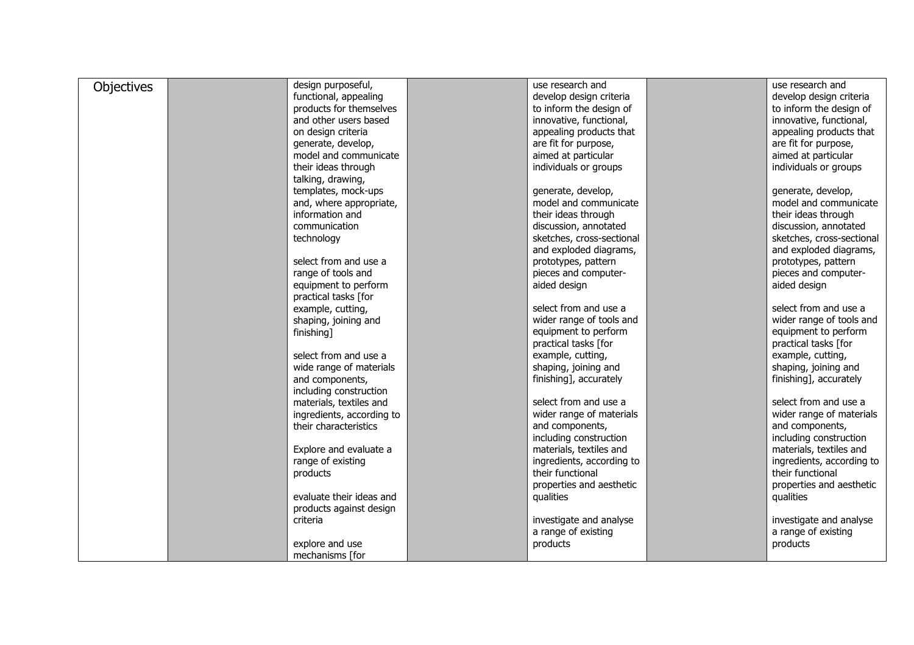| Objectives | | design purposeful, functional, appealing products for themselves and other users based on design criteria<br>generate, develop, model and communicate their ideas through talking, drawing, templates, mock-ups and, where appropriate, information and communication technology<br><br>select from and use a range of tools and equipment to perform practical tasks [for example, cutting, shaping, joining and finishing]<br><br>select from and use a wide range of materials and components, including construction materials, textiles and ingredients, according to their characteristics<br><br>Explore and evaluate a range of existing products<br><br>evaluate their ideas and products against design criteria<br><br>explore and use mechanisms [for | | use research and develop design criteria to inform the design of innovative, functional, appealing products that are fit for purpose, aimed at particular individuals or groups<br><br>generate, develop, model and communicate their ideas through discussion, annotated sketches, cross-sectional and exploded diagrams, prototypes, pattern pieces and computer-aided design<br><br>select from and use a wider range of tools and equipment to perform practical tasks [for example, cutting, shaping, joining and finishing], accurately<br><br>select from and use a wider range of materials and components, including construction materials, textiles and ingredients, according to their functional properties and aesthetic qualities<br><br>investigate and analyse a range of existing products | | use research and develop design criteria to inform the design of innovative, functional, appealing products that are fit for purpose, aimed at particular individuals or groups<br><br>generate, develop, model and communicate their ideas through discussion, annotated sketches, cross-sectional and exploded diagrams, prototypes, pattern pieces and computer-aided design<br><br>select from and use a wider range of tools and equipment to perform practical tasks [for example, cutting, shaping, joining and finishing], accurately<br><br>select from and use a wider range of materials and components, including construction materials, textiles and ingredients, according to their functional properties and aesthetic qualities<br><br>investigate and analyse a range of existing products |
|---|---|---|---|---|---|---|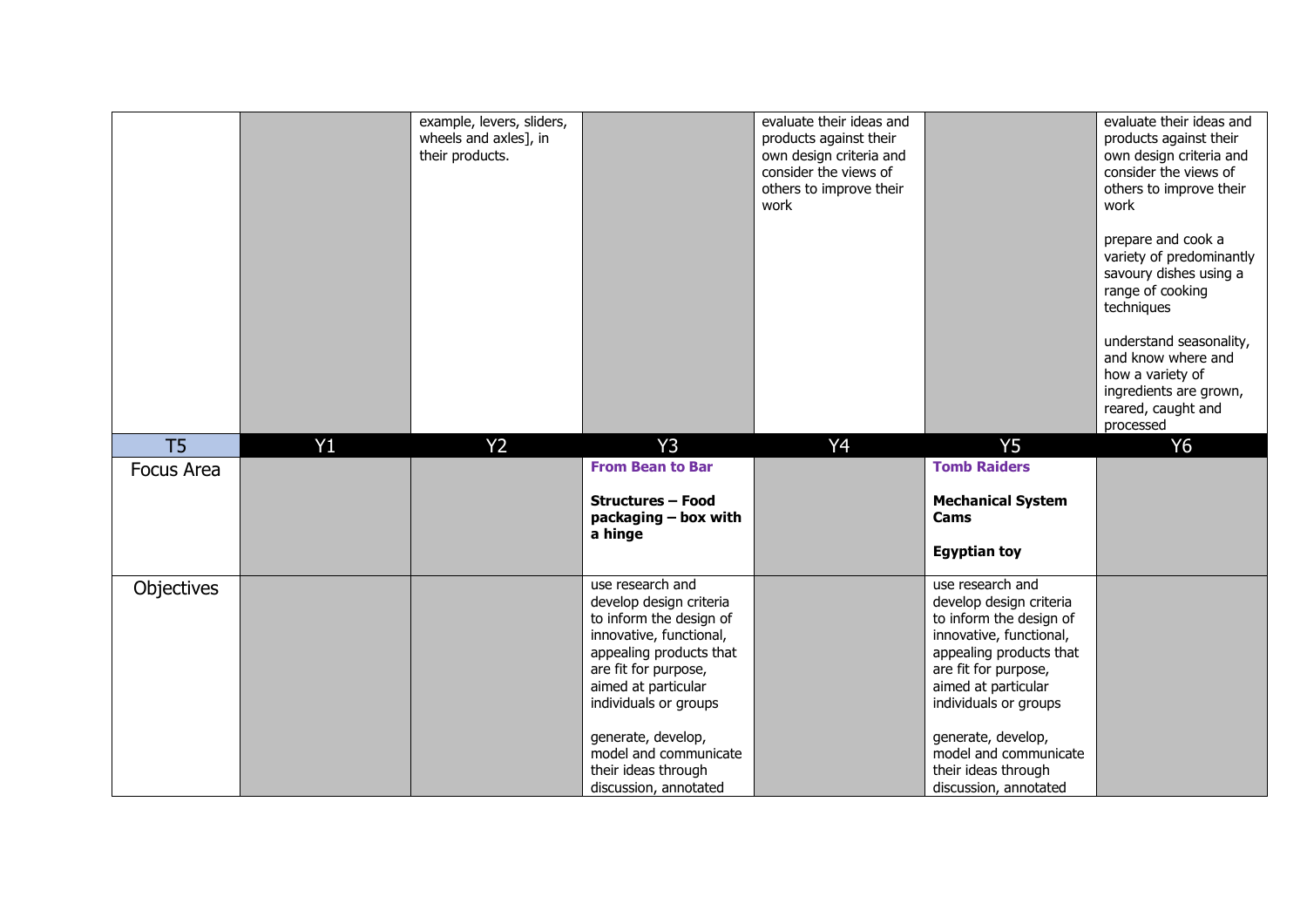| | | | | | | |
|---|---|---|---|---|---|---|
| | | example, levers, sliders, wheels and axles], in their products. | | evaluate their ideas and products against their own design criteria and consider the views of others to improve their work | | evaluate their ideas and products against their own design criteria and consider the views of others to improve their work<br><br>prepare and cook a variety of predominantly savoury dishes using a range of cooking techniques<br><br>understand seasonality, and know where and how a variety of ingredients are grown, reared, caught and processed |
| **T5** | **Y1** | **Y2** | **Y3** | **Y4** | **Y5** | **Y6** |
| Focus Area | | | **From Bean to Bar**<br><br>**Structures – Food packaging – box with a hinge** | | **Tomb Raiders**<br><br>**Mechanical System Cams**<br><br>**Egyptian toy** | |
| Objectives | | | use research and develop design criteria to inform the design of innovative, functional, appealing products that are fit for purpose, aimed at particular individuals or groups<br><br>generate, develop, model and communicate their ideas through discussion, annotated | | use research and develop design criteria to inform the design of innovative, functional, appealing products that are fit for purpose, aimed at particular individuals or groups<br><br>generate, develop, model and communicate their ideas through discussion, annotated | |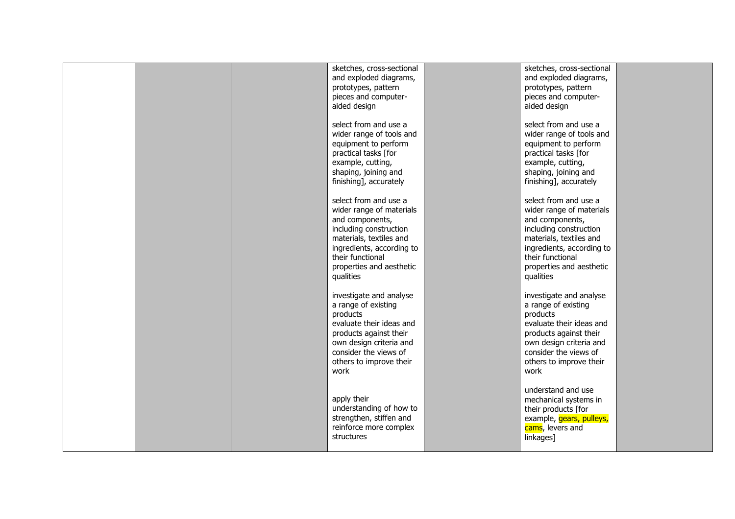| | | | | | | |
|---|---|---|---|---|---|---|
| | | | sketches, cross-sectional and exploded diagrams, prototypes, pattern pieces and computer-aided design<br><br>select from and use a wider range of tools and equipment to perform practical tasks [for example, cutting, shaping, joining and finishing], accurately<br><br>select from and use a wider range of materials and components, including construction materials, textiles and ingredients, according to their functional properties and aesthetic qualities<br><br>investigate and analyse a range of existing products<br>evaluate their ideas and products against their own design criteria and consider the views of others to improve their work<br><br>apply their understanding of how to strengthen, stiffen and reinforce more complex structures | | sketches, cross-sectional and exploded diagrams, prototypes, pattern pieces and computer-aided design<br><br>select from and use a wider range of tools and equipment to perform practical tasks [for example, cutting, shaping, joining and finishing], accurately<br><br>select from and use a wider range of materials and components, including construction materials, textiles and ingredients, according to their functional properties and aesthetic qualities<br><br>investigate and analyse a range of existing products<br>evaluate their ideas and products against their own design criteria and consider the views of others to improve their work<br><br>understand and use mechanical systems in their products [for example, gears, pulleys, cams, levers and linkages] | |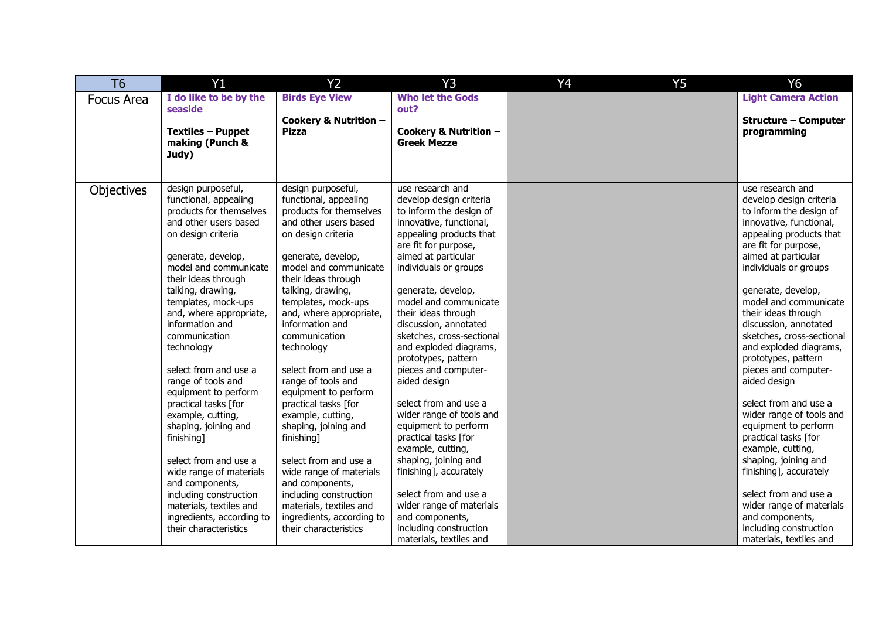| T6 | Y1 | Y2 | Y3 | Y4 | Y5 | Y6 |
|---|---|---|---|---|---|---|
| Focus Area | **I do like to be by the seaside**<br><br>**Textiles – Puppet making (Punch & Judy)** | **Birds Eye View**<br><br>**Cookery & Nutrition – Pizza** | **Who let the Gods out?**<br><br>**Cookery & Nutrition – Greek Mezze** | | | **Light Camera Action**<br><br>**Structure – Computer programming** |
| Objectives | design purposeful, functional, appealing products for themselves and other users based on design criteria<br><br>generate, develop, model and communicate their ideas through talking, drawing, templates, mock-ups and, where appropriate, information and communication technology<br><br>select from and use a range of tools and equipment to perform practical tasks [for example, cutting, shaping, joining and finishing]<br><br>select from and use a wide range of materials and components, including construction materials, textiles and ingredients, according to their characteristics | design purposeful, functional, appealing products for themselves and other users based on design criteria<br><br>generate, develop, model and communicate their ideas through talking, drawing, templates, mock-ups and, where appropriate, information and communication technology<br><br>select from and use a range of tools and equipment to perform practical tasks [for example, cutting, shaping, joining and finishing]<br><br>select from and use a wide range of materials and components, including construction materials, textiles and ingredients, according to their characteristics | use research and develop design criteria to inform the design of innovative, functional, appealing products that are fit for purpose, aimed at particular individuals or groups<br><br>generate, develop, model and communicate their ideas through discussion, annotated sketches, cross-sectional and exploded diagrams, prototypes, pattern pieces and computer-aided design<br><br>select from and use a wider range of tools and equipment to perform practical tasks [for example, cutting, shaping, joining and finishing], accurately<br><br>select from and use a wider range of materials and components, including construction materials, textiles and | | | use research and develop design criteria to inform the design of innovative, functional, appealing products that are fit for purpose, aimed at particular individuals or groups<br><br>generate, develop, model and communicate their ideas through discussion, annotated sketches, cross-sectional and exploded diagrams, prototypes, pattern pieces and computer-aided design<br><br>select from and use a wider range of tools and equipment to perform practical tasks [for example, cutting, shaping, joining and finishing], accurately<br><br>select from and use a wider range of materials and components, including construction materials, textiles and |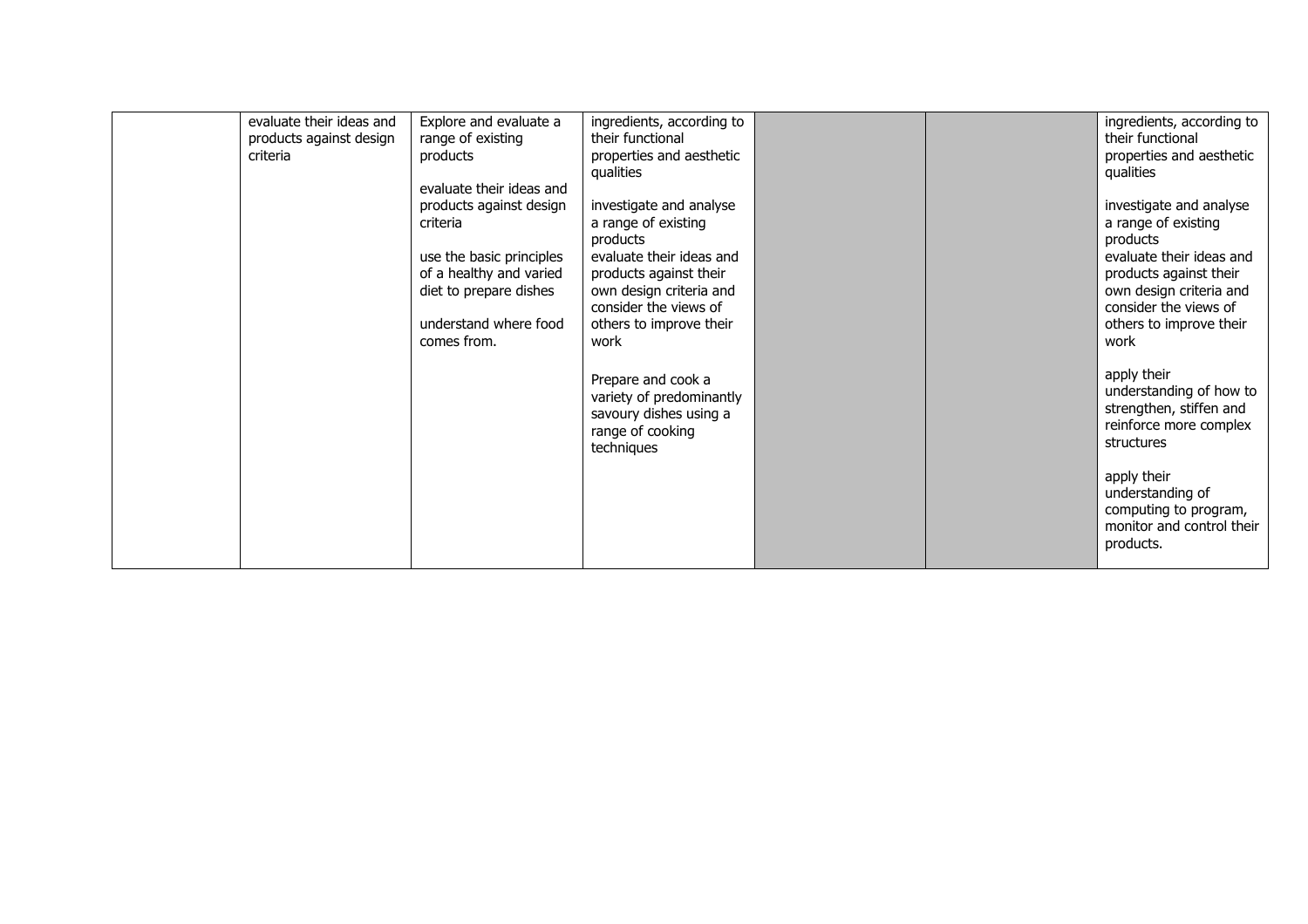| | | | | | | |
|---|---|---|---|---|---|---|
| | evaluate their ideas and products against design criteria | Explore and evaluate a range of existing products<br><br>evaluate their ideas and products against design criteria<br><br>use the basic principles of a healthy and varied diet to prepare dishes<br><br>understand where food comes from. | ingredients, according to their functional properties and aesthetic qualities<br><br>investigate and analyse a range of existing products<br>evaluate their ideas and products against their own design criteria and consider the views of others to improve their work<br><br>Prepare and cook a variety of predominantly savoury dishes using a range of cooking techniques | | | ingredients, according to their functional properties and aesthetic qualities<br><br>investigate and analyse a range of existing products<br>evaluate their ideas and products against their own design criteria and consider the views of others to improve their work<br><br>apply their understanding of how to strengthen, stiffen and reinforce more complex structures<br><br>apply their understanding of computing to program, monitor and control their products. |